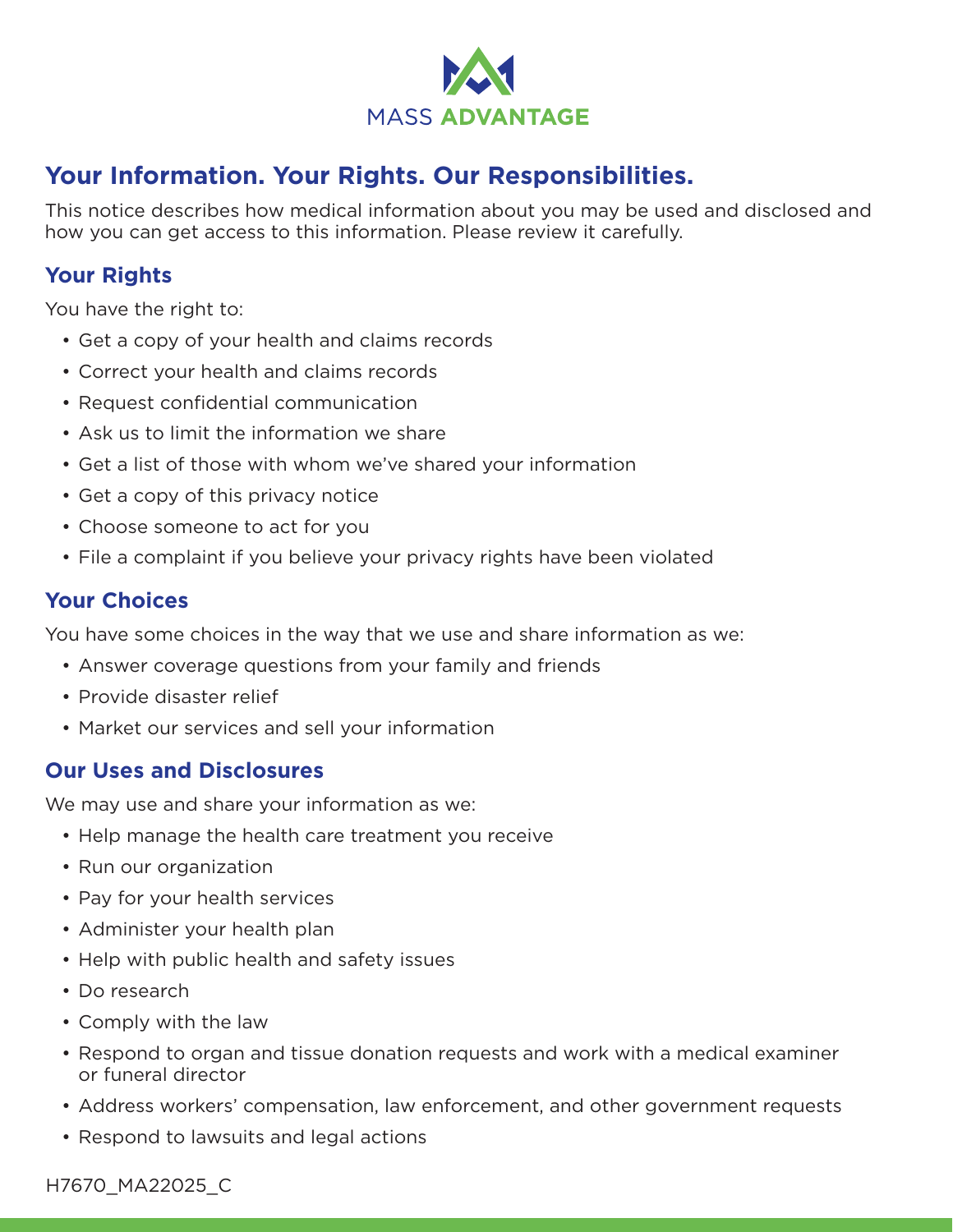MASS ADVANTAGE

# Your Information. Your Rights. Our Responsibilities.

This notice describes how medical information about you may be used and disclosed and how you can get access to this information. Please review it carefully.

## Your Rights

You have the right to:

- Get a copy of your health and claims records
- Correct your health and claims records
- Request confidential communication
- Ask us to limit the information we share
- Get a list of those with whom we've shared your information
- Get a copy of this privacy notice
- Choose someone to act for you
- File a complaint if you believe your privacy rights have been violated

## Your Choices

You have some choices in the way that we use and share information as we:

- Answer coverage questions from your family and friends
- Provide disaster relief
- Market our services and sell your information

## Our Uses and Disclosures

We may use and share your information as we:

- Help manage the health care treatment you receive
- Run our organization
- Pay for your health services
- Administer your health plan
- Help with public health and safety issues
- Do research
- Comply with the law
- Respond to organ and tissue donation requests and work with a medical examiner or funeral director
- Address workers' compensation, law enforcement, and other government requests
- Respond to lawsuits and legal actions

H7670_MA22025_C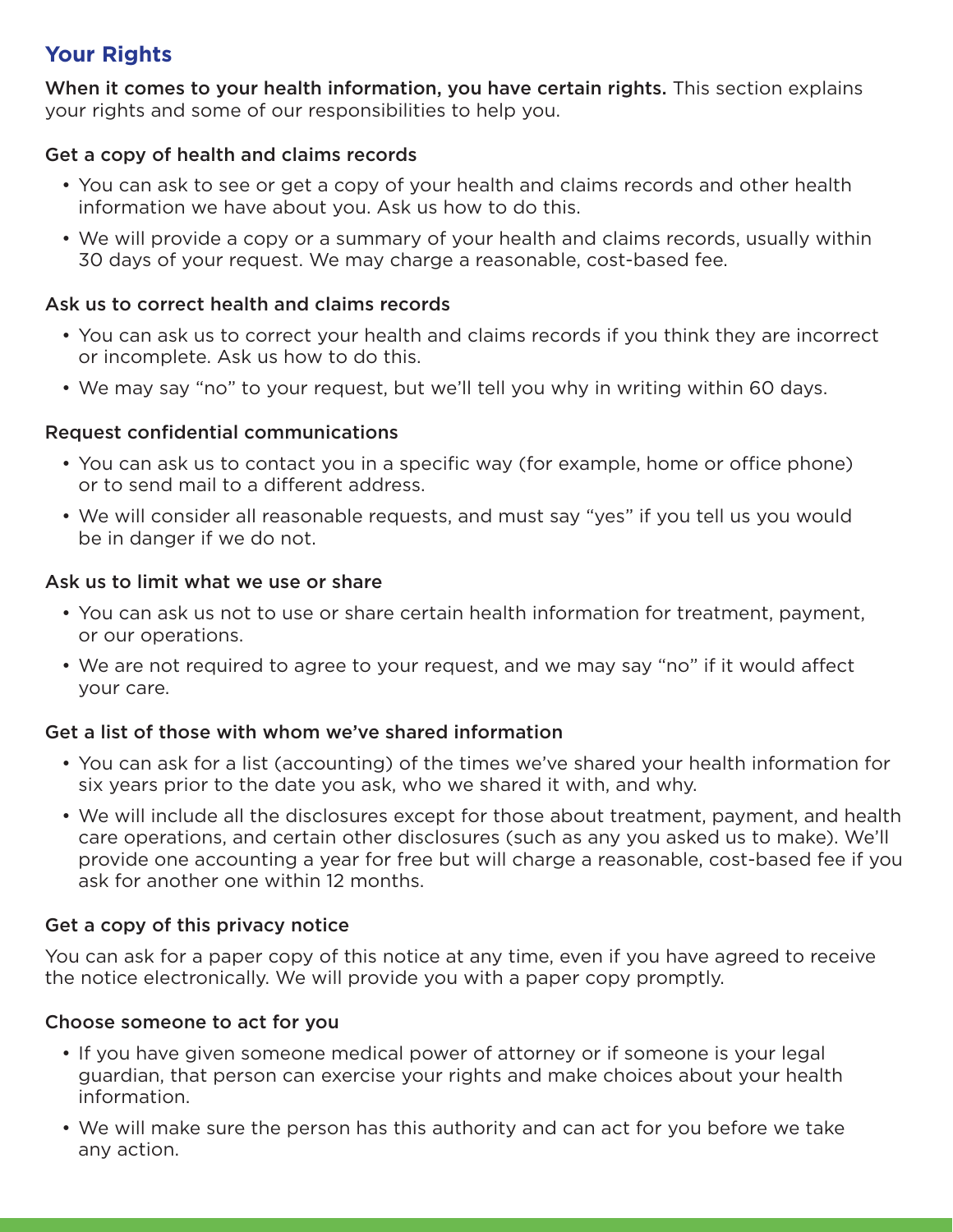## Your Rights

**When it comes to your health information, you have certain rights.** This section explains your rights and some of our responsibilities to help you.

### Get a copy of health and claims records

- You can ask to see or get a copy of your health and claims records and other health information we have about you. Ask us how to do this.
- We will provide a copy or a summary of your health and claims records, usually within 30 days of your request. We may charge a reasonable, cost-based fee.

### Ask us to correct health and claims records

- You can ask us to correct your health and claims records if you think they are incorrect or incomplete. Ask us how to do this.
- We may say "no" to your request, but we'll tell you why in writing within 60 days.

### Request confidential communications

- You can ask us to contact you in a specific way (for example, home or office phone) or to send mail to a different address.
- We will consider all reasonable requests, and must say "yes" if you tell us you would be in danger if we do not.

### Ask us to limit what we use or share

- You can ask us not to use or share certain health information for treatment, payment, or our operations.
- We are not required to agree to your request, and we may say "no" if it would affect your care.

### Get a list of those with whom we've shared information

- You can ask for a list (accounting) of the times we've shared your health information for six years prior to the date you ask, who we shared it with, and why.
- We will include all the disclosures except for those about treatment, payment, and health care operations, and certain other disclosures (such as any you asked us to make). We'll provide one accounting a year for free but will charge a reasonable, cost-based fee if you ask for another one within 12 months.

### Get a copy of this privacy notice

You can ask for a paper copy of this notice at any time, even if you have agreed to receive the notice electronically. We will provide you with a paper copy promptly.

### Choose someone to act for you

- If you have given someone medical power of attorney or if someone is your legal guardian, that person can exercise your rights and make choices about your health information.
- We will make sure the person has this authority and can act for you before we take any action.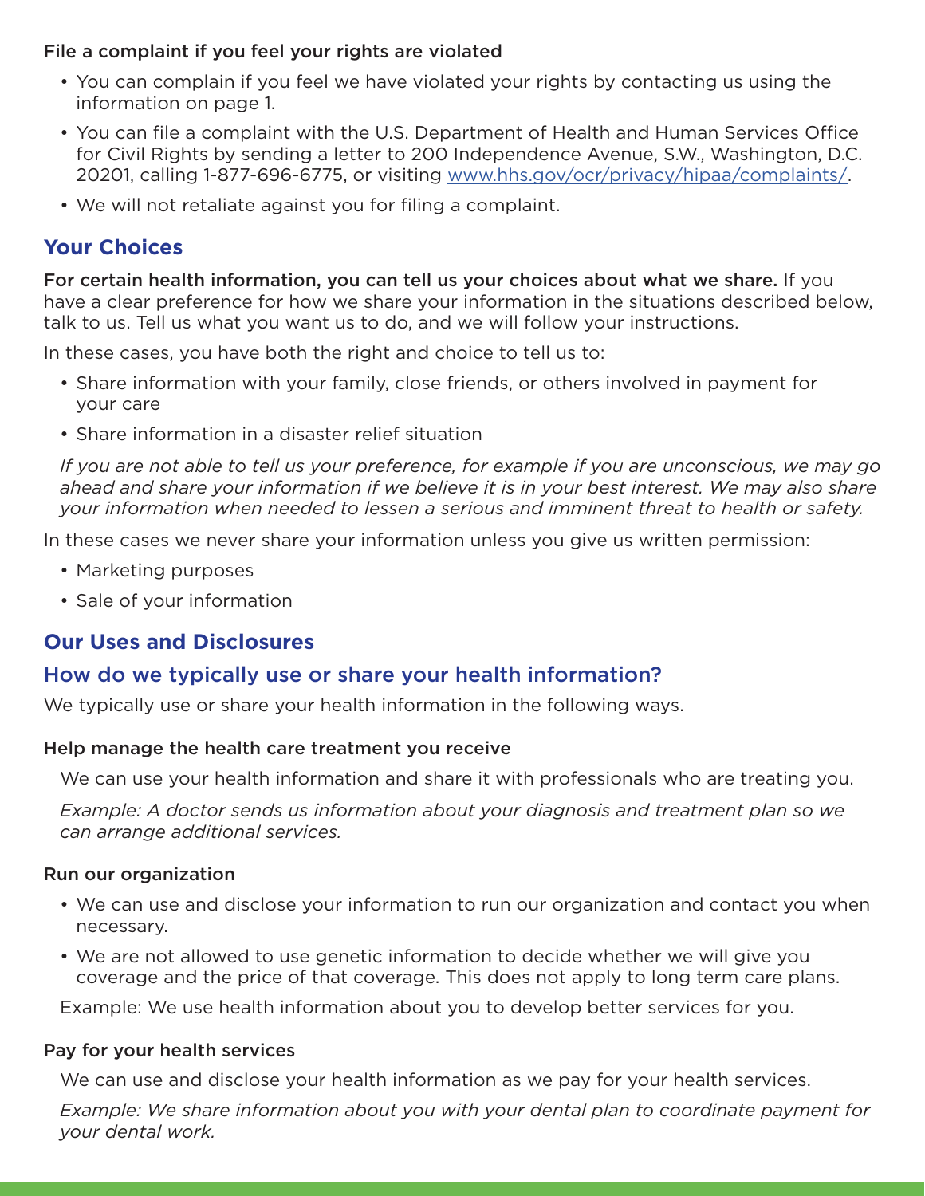#### File a complaint if you feel your rights are violated

- You can complain if you feel we have violated your rights by contacting us using the information on page 1.
- You can file a complaint with the U.S. Department of Health and Human Services Office for Civil Rights by sending a letter to 200 Independence Avenue, S.W., Washington, D.C. 20201, calling 1-877-696-6775, or visiting www.hhs.gov/ocr/privacy/hipaa/complaints/.
- We will not retaliate against you for filing a complaint.

## Your Choices

**For certain health information, you can tell us your choices about what we share.** If you have a clear preference for how we share your information in the situations described below, talk to us. Tell us what you want us to do, and we will follow your instructions.

In these cases, you have both the right and choice to tell us to:

- Share information with your family, close friends, or others involved in payment for your care
- Share information in a disaster relief situation

*If you are not able to tell us your preference, for example if you are unconscious, we may go ahead and share your information if we believe it is in your best interest. We may also share your information when needed to lessen a serious and imminent threat to health or safety.*

In these cases we never share your information unless you give us written permission:

- Marketing purposes
- Sale of your information

## Our Uses and Disclosures

### How do we typically use or share your health information?

We typically use or share your health information in the following ways.

#### Help manage the health care treatment you receive

We can use your health information and share it with professionals who are treating you.

*Example: A doctor sends us information about your diagnosis and treatment plan so we can arrange additional services.*

#### Run our organization

- We can use and disclose your information to run our organization and contact you when necessary.
- We are not allowed to use genetic information to decide whether we will give you coverage and the price of that coverage. This does not apply to long term care plans.

Example: We use health information about you to develop better services for you.

#### Pay for your health services

We can use and disclose your health information as we pay for your health services.

*Example: We share information about you with your dental plan to coordinate payment for your dental work.*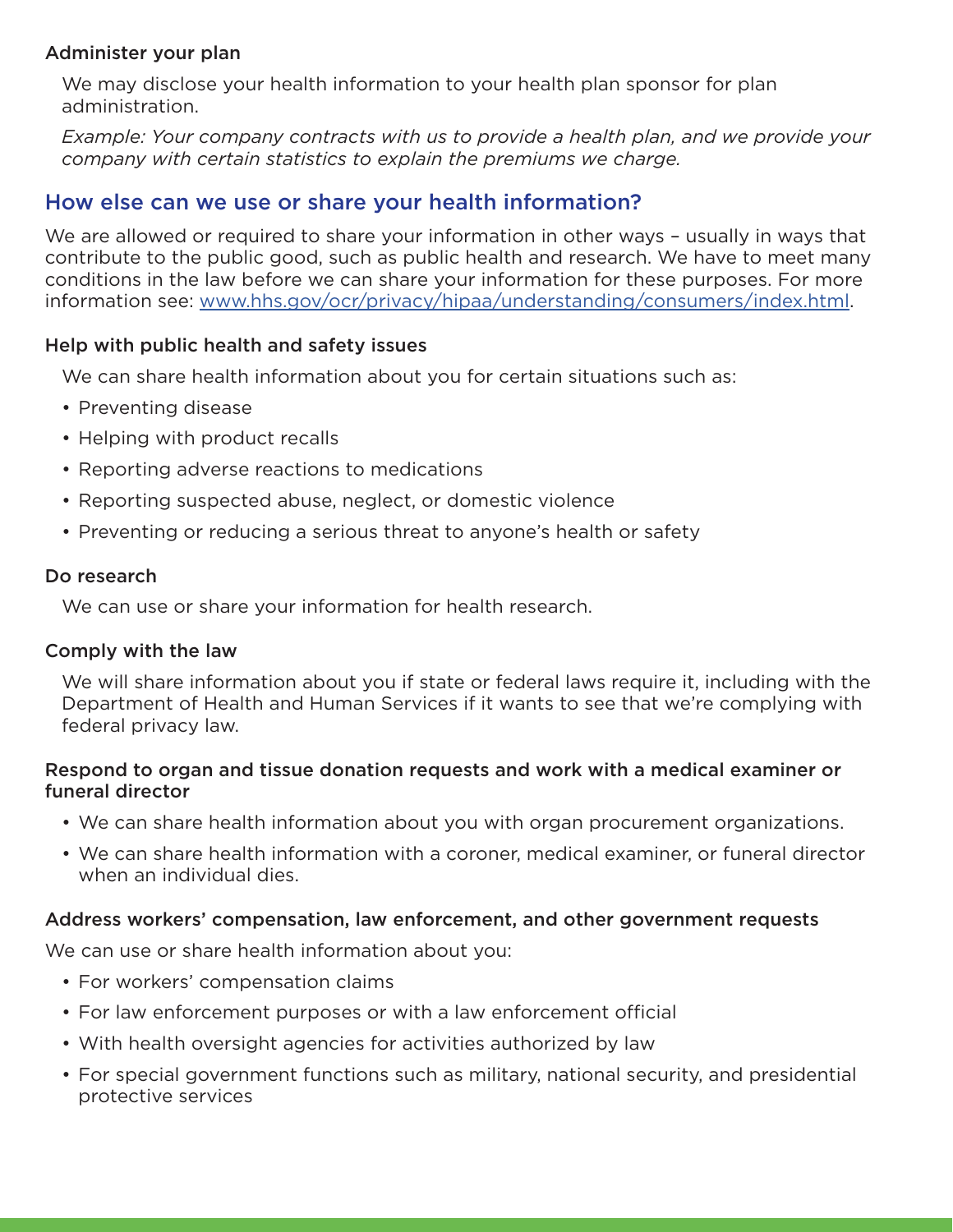### Administer your plan

We may disclose your health information to your health plan sponsor for plan administration.

*Example: Your company contracts with us to provide a health plan, and we provide your company with certain statistics to explain the premiums we charge.*

## How else can we use or share your health information?

We are allowed or required to share your information in other ways – usually in ways that contribute to the public good, such as public health and research. We have to meet many conditions in the law before we can share your information for these purposes. For more information see: [www.hhs.gov/ocr/privacy/hipaa/understanding/consumers/index.html](www.hhs.gov/ocr/privacy/hipaa/understanding/consumers/index.html).

### Help with public health and safety issues

We can share health information about you for certain situations such as:

- Preventing disease
- Helping with product recalls
- Reporting adverse reactions to medications
- Reporting suspected abuse, neglect, or domestic violence
- Preventing or reducing a serious threat to anyone's health or safety

### Do research

We can use or share your information for health research.

### Comply with the law

We will share information about you if state or federal laws require it, including with the Department of Health and Human Services if it wants to see that we're complying with federal privacy law.

### Respond to organ and tissue donation requests and work with a medical examiner or funeral director

- We can share health information about you with organ procurement organizations.
- We can share health information with a coroner, medical examiner, or funeral director when an individual dies.

### Address workers' compensation, law enforcement, and other government requests

We can use or share health information about you:

- For workers' compensation claims
- For law enforcement purposes or with a law enforcement official
- With health oversight agencies for activities authorized by law
- For special government functions such as military, national security, and presidential protective services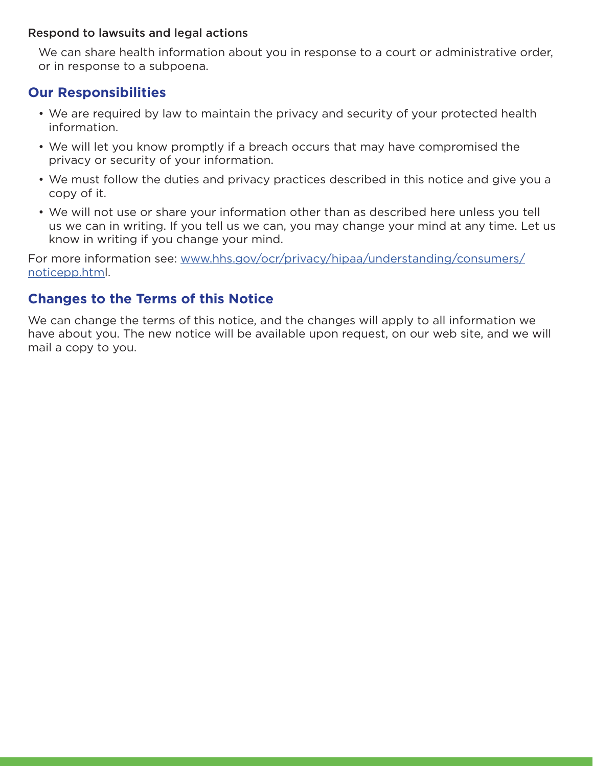**Respond to lawsuits and legal actions**

We can share health information about you in response to a court or administrative order, or in response to a subpoena.

## Our Responsibilities

- We are required by law to maintain the privacy and security of your protected health information.
- We will let you know promptly if a breach occurs that may have compromised the privacy or security of your information.
- We must follow the duties and privacy practices described in this notice and give you a copy of it.
- We will not use or share your information other than as described here unless you tell us we can in writing. If you tell us we can, you may change your mind at any time. Let us know in writing if you change your mind.

For more information see: www.hhs.gov/ocr/privacy/hipaa/understanding/consumers/noticepp.html.

## Changes to the Terms of this Notice

We can change the terms of this notice, and the changes will apply to all information we have about you. The new notice will be available upon request, on our web site, and we will mail a copy to you.